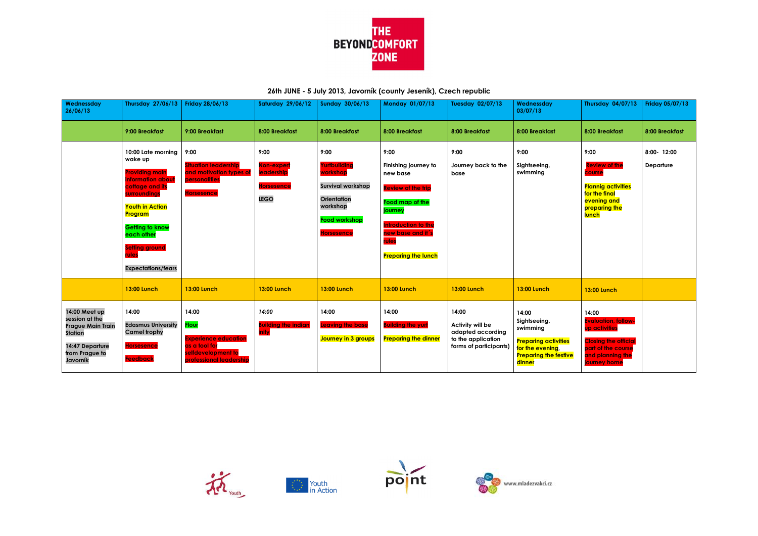# THE BEYOND COMFORT ZONE

**26th JUNE - 5 July 2013, Javorník (county Jeseník), Czech republic**

| Wednessday 26/06/13 | Thursday 27/06/13 | Friday 28/06/13 | Saturday 29/06/12 | Sunday 30/06/13 | Monday 01/07/13 | Tuesday 02/07/13 | Wednesday 03/07/13 | Thursday 04/07/13 | Friday 05/07/13 |
|---|---|---|---|---|---|---|---|---|---|
| | 9:00 Breakfast | 9:00 Breakfast | 8:00 Breakfast | 8:00 Breakfast | 8:00 Breakfast | 8:00 Breakfast | 8:00 Breakfast | 8:00 Breakfast | 8:00 Breakfast |
| | 10:00 Late morning wake up<br><br>Providing main information about cottage and its surroundings<br><br>Youth in Action Program<br><br>Getting to know each other<br><br>Setting ground rules<br><br>Expectations/fears | 9:00<br><br>Situation leadership and motivation types of personalities<br><br>Horsesence | 9:00<br><br>Non-expert leadership<br><br>Horsesence<br><br>LEGO | 9:00<br><br>Yurtbuilding workshop<br><br>Survival workshop<br><br>Orientation workshop<br><br>Food workshop<br><br>Horsesence | 9:00<br><br>Finishing journey to new base<br><br>Review of the trip<br><br>Food map of the journey<br><br>Introduction to the new base and it´s rules<br><br>Preparing the lunch | 9:00<br><br>Journey back to the base | 9:00<br><br>Sightseeing, swimming | 9:00<br><br>Review of the course<br><br>Plannig activities for the final evening and preparing the lunch | 8:00- 12:00<br><br>Departure |
| | 13:00 Lunch | 13:00 Lunch | 13:00 Lunch | 13:00 Lunch | 13:00 Lunch | 13:00 Lunch | 13:00 Lunch | 13:00 Lunch | |
| 14:00 Meet up session at the Prague Main Train Station<br><br>14:47 Departure from Prague to Javorník | 14:00<br><br>Edasmus University Camel trophy<br><br>Horsesence<br><br>Feedback | 14:00<br><br>Flour<br><br>Experience education as a tool for selfdevelopment to professional leadership | *14:00*<br><br>Building the indian inity | 14:00<br><br>Leaving the base<br><br>Journey in 3 groups | 14:00<br><br>Building the yurt<br><br>Preparing the dinner | 14:00<br><br>Activity will be adapted according to the application forms of participants) | 14:00<br>Sightseeing, swimming<br><br>Preparing activities for the evening, Preparing the festive dinner | 14:00<br>Evaluation, follow-up activities<br><br>Closing the official part of the course and planning the journey home | |

www.mladezvakci.cz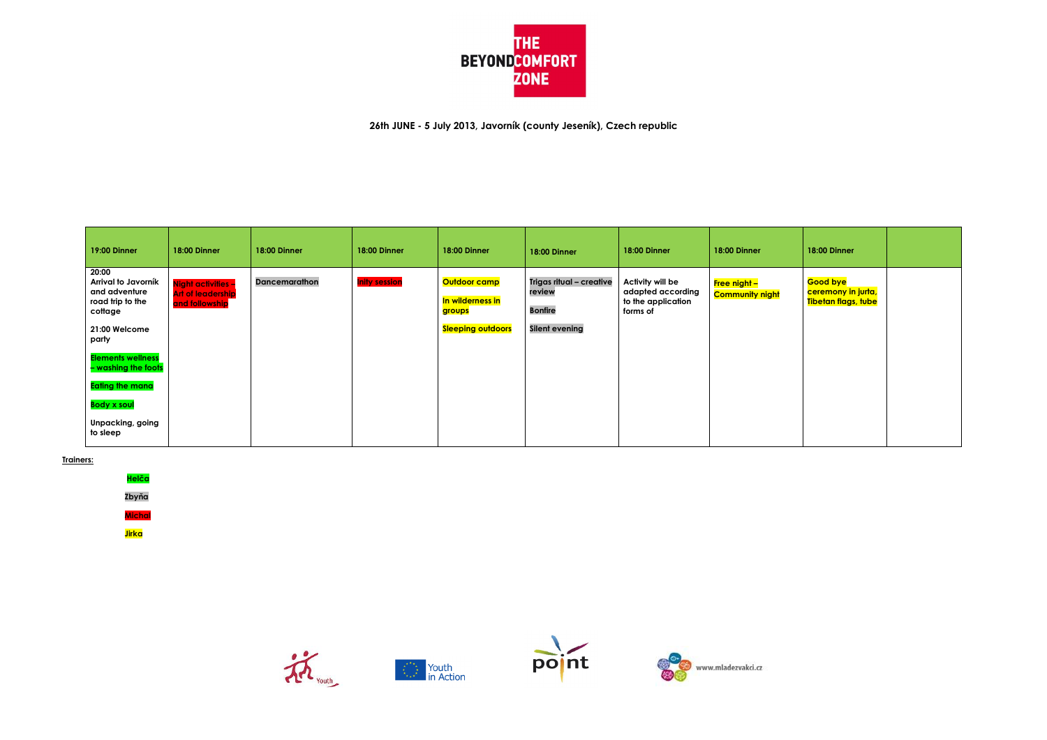THE BEYOND COMFORT ZONE

**26th JUNE - 5 July 2013, Javorník (county Jeseník), Czech republic**

| 19:00 Dinner | 18:00 Dinner | 18:00 Dinner | 18:00 Dinner | 18:00 Dinner | 18:00 Dinner | 18:00 Dinner | 18:00 Dinner | 18:00 Dinner | |
|---|---|---|---|---|---|---|---|---|---|
| 20:00 Arrival to Javorník and adventure road trip to the cottage<br><br>21:00 Welcome party<br><br>Elements wellness – washing the foots<br><br>Eating the mana<br><br>Body x soul<br><br>Unpacking, going to sleep | Night activities – Art of leadership and followship | Dancemarathon | Unity session | Outdoor camp<br><br>In wilderness in groups<br><br>Sleeping outdoors | Trigas ritual – creative review<br><br>Bonfire<br><br>Silent evening | Activity will be adapted according to the application forms of | Free night – Community night | Good bye ceremony in jurta, Tibetan flags, tube | |

**Trainers:**

Helča

Zbyňa

Michal

Jirka

Youth

Youth in Action

point

www.mladezvakci.cz